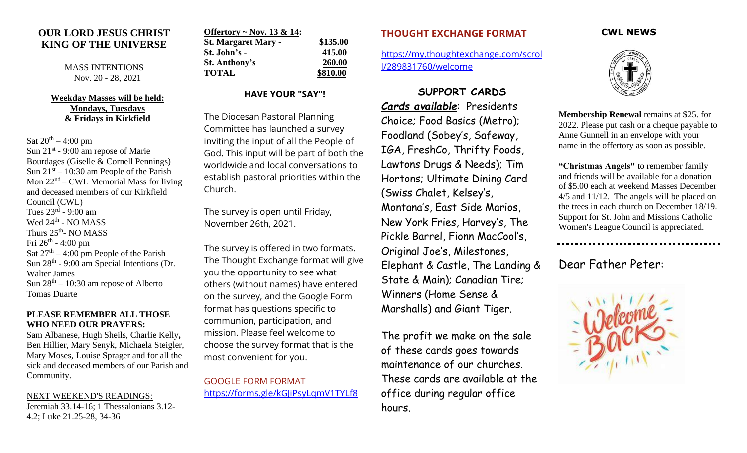# OUR LORD JESUS CHRIST KING OF THE UNIVERSE

MASS INTENTIONS
Nov. 20 - 28, 2021

**Weekday Masses will be held: Mondays, Tuesdays & Fridays in Kirkfield**

Sat 20th – 4:00 pm
Sun 21st - 9:00 am repose of Marie Bourdages (Giselle & Cornell Pennings)
Sun 21st – 10:30 am People of the Parish
Mon 22nd – CWL Memorial Mass for living and deceased members of our Kirkfield Council (CWL)
Tues 23rd - 9:00 am
Wed 24th - NO MASS
Thurs 25th- NO MASS
Fri 26th - 4:00 pm
Sat 27th – 4:00 pm People of the Parish
Sun 28th - 9:00 am Special Intentions (Dr. Walter James
Sun 28th – 10:30 am repose of Alberto Tomas Duarte

**PLEASE REMEMBER ALL THOSE WHO NEED OUR PRAYERS:**
Sam Albanese, Hugh Sheils, Charlie Kelly, Ben Hillier, Mary Senyk, Michaela Steigler, Mary Moses, Louise Sprager and for all the sick and deceased members of our Parish and Community.

NEXT WEEKEND'S READINGS:
Jeremiah 33.14-16; 1 Thessalonians 3.12-4.2; Luke 21.25-28, 34-36

| **Offertory ~ Nov. 13 & 14:** | |
|---|---|
| **St. Margaret Mary -** | **$135.00** |
| **St. John's -** | **415.00** |
| **St. Anthony's** | **260.00** |
| **TOTAL** | **$810.00** |

## HAVE YOUR "SAY"!

The Diocesan Pastoral Planning Committee has launched a survey inviting the input of all the People of God. This input will be part of both the worldwide and local conversations to establish pastoral priorities within the Church.

The survey is open until Friday, November 26th, 2021.

The survey is offered in two formats. The Thought Exchange format will give you the opportunity to see what others (without names) have entered on the survey, and the Google Form format has questions specific to communion, participation, and mission. Please feel welcome to choose the survey format that is the most convenient for you.

GOOGLE FORM FORMAT
https://forms.gle/kGJiPsyLqmV1TYLf8

## THOUGHT EXCHANGE FORMAT

https://my.thoughtexchange.com/scroll/289831760/welcome

## SUPPORT CARDS

***Cards available***: Presidents Choice; Food Basics (Metro); Foodland (Sobey's, Safeway, IGA, FreshCo, Thrifty Foods, Lawtons Drugs & Needs); Tim Hortons; Ultimate Dining Card (Swiss Chalet, Kelsey's, Montana's, East Side Marios, New York Fries, Harvey's, The Pickle Barrel, Fionn MacCool's, Original Joe's, Milestones, Elephant & Castle, The Landing & State & Main); Canadian Tire; Winners (Home Sense & Marshalls) and Giant Tiger.

The profit we make on the sale of these cards goes towards maintenance of our churches. These cards are available at the office during regular office hours.

## CWL NEWS

**Membership Renewal** remains at $25. for 2022. Please put cash or a cheque payable to Anne Gunnell in an envelope with your name in the offertory as soon as possible.

**"Christmas Angels"** to remember family and friends will be available for a donation of $5.00 each at weekend Masses December 4/5 and 11/12. The angels will be placed on the trees in each church on December 18/19. Support for St. John and Missions Catholic Women's League Council is appreciated.

---

Dear Father Peter:

Welcome Back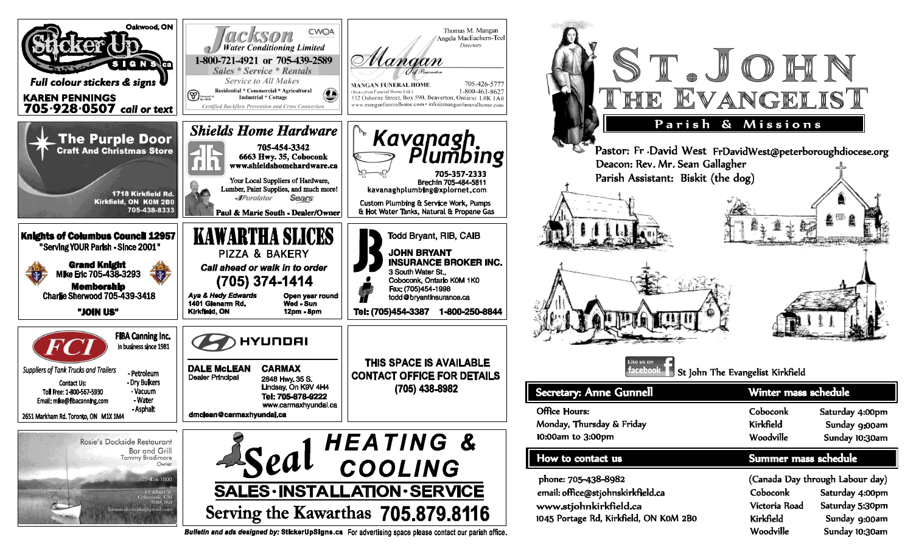**Sticker Up SIGNS.ca** — Oakwood, ON

*Full colour stickers & signs*

**KAREN PENNINGS**
**705·928·0507** *call or text*

---

**Jackson Water Conditioning Limited** — CWQA

1-800-721-4921 or 705-439-2589

*Sales * Service * Rentals*

*Service to All Makes*

Residential * Commercial * Agricultural
Industrial * Cottage

*Certified Backflow Prevention and Cross Connection*

---

Thomas M. Mangan
Angela MacEachern-Teel
*Directors*

**Mangan** *of Beaverton*

**MANGAN FUNERAL HOME** 705-426-5777
(Beaverton Funeral Home Ltd.) 1-800-463-8627
332 Osborne Street, Box 590, Beaverton, Ontario L0K 1A0
www.manganfuneralhome.com • info@manganfuneralhome.com

---

**The Purple Door**
**Craft And Christmas Store**

1718 Kirkfield Rd.
Kirkfield, ON K0M 2B0
705-438-8333

---

***Shields Home Hardware***

705-454-3342
6663 Hwy. 35, Coboconk
www.shieldshomehardware.ca

Your Local Suppliers of Hardware, Lumber, Paint Supplies, and much more!

Purolator Sears

**Paul & Marie South - Dealer/Owner**

---

***Kavanagh Plumbing***

705-357-2333
Brechin 705-484-5811
kavanaghplumbing@xplornet.com

Custom Plumbing & Service Work, Pumps & Hot Water Tanks, Natural & Propane Gas

---

**Knights of Columbus Council 12957**
**"Serving YOUR Parish - Since 2001"**

**Grand Knight**
Mike Eric 705-438-3293

**Membership**
Charlie Sherwood 705-439-3418

**"JOIN US"**

---

**KAWARTHA SLICES**
PIZZA & BAKERY

*Call ahead or walk in to order*

**(705) 374-1414**

*Aya & Hedy Edwards*
1401 Glenarm Rd.
Kirkfield, ON

Open year round
Wed - Sun
12pm - 8pm

---

Todd Bryant, RIB, CAIB

**JOHN BRYANT INSURANCE BROKER INC.**
3 South Water St.,
Coboconk, Ontario K0M 1K0
Fax: (705)454-1998
todd@bryantinsurance.ca

**Tel: (705)454-3387 1-800-250-8844**

---

**FCI** — **FIBA Canning Inc.** In business since 1981

*Suppliers of Tank Trucks and Trailers*

- Petroleum
- Dry Bulkers
- Vacuum
- Water
- Asphalt

Contact Us:
Toll Free: 1-800-567-5930
Email: mike@fibacanning.com

2651 Markham Rd. Toronto, ON M1X 1M4

---

**HYUNDAI**

**DALE McLEAN**
Dealer Principal

**CARMAX**
2848 Hwy. 35 S.
Lindsay, On K9V 4H4
**Tel: 705-878-9222**
www.carmaxhyundai.ca

dmclean@carmaxhyundai.ca

---

**THIS SPACE IS AVAILABLE**
**CONTACT OFFICE FOR DETAILS**
**(705) 438-8982**

---

Rosie's Dockside Restaurant
Bar and Grill
Tammy Bradimore
Owner

705-454-1800

11 Albert St.
Coboconk, ON
K0M 1K0

Tamsdockside@gmail.com

---

**Seal *HEATING & COOLING***

**SALES · INSTALLATION · SERVICE**

Serving the Kawarthas **705.879.8116**

---

*Bulletin and ads designed by:* **StickerUpSigns.ca** For advertising space please contact our parish office.

---

# ST. JOHN THE EVANGELIST

## Parish & Missions

Pastor: Fr. David West FrDavidWest@peterboroughdiocese.org
Deacon: Rev. Mr. Sean Gallagher
Parish Assistant: Biskit (the dog)

Like us on facebook — St John The Evangelist Kirkfield

### Secretary: Anne Gunnell

Office Hours:
Monday, Thursday & Friday
10:00am to 3:00pm

### How to contact us

phone: 705-438-8982
email: office@stjohnskirkfield.ca
www.stjohnkirkfield.ca
1045 Portage Rd, Kirkfield, ON K0M 2B0

### Winter mass schedule

| | |
|---|---|
| Coboconk | Saturday 4:00pm |
| Kirkfield | Sunday 9:00am |
| Woodville | Sunday 10:30am |

### Summer mass schedule

(Canada Day through Labour day)

| | |
|---|---|
| Coboconk | Saturday 4:00pm |
| Victoria Road | Saturday 5:30pm |
| Kirkfield | Sunday 9:00am |
| Woodville | Sunday 10:30am |